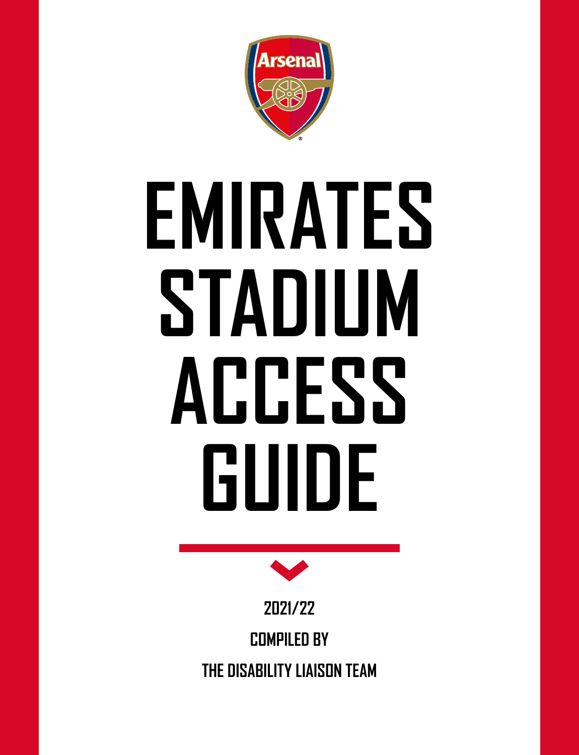Arsenal

# EMIRATES STADIUM ACCESS GUIDE

2021/22

COMPILED BY

THE DISABILITY LIAISON TEAM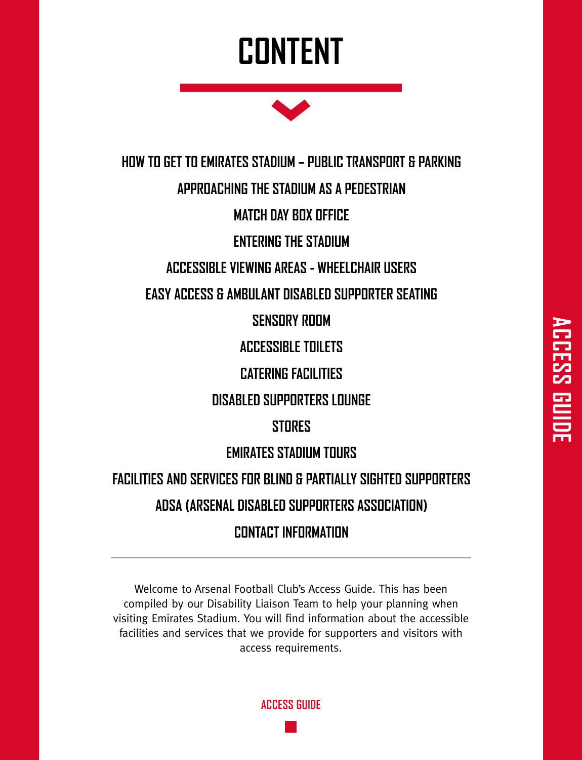# CONTENT

HOW TO GET TO EMIRATES STADIUM – PUBLIC TRANSPORT & PARKING

APPROACHING THE STADIUM AS A PEDESTRIAN

MATCH DAY BOX OFFICE

ENTERING THE STADIUM

ACCESSIBLE VIEWING AREAS - WHEELCHAIR USERS

EASY ACCESS & AMBULANT DISABLED SUPPORTER SEATING

SENSORY ROOM

ACCESSIBLE TOILETS

CATERING FACILITIES

DISABLED SUPPORTERS LOUNGE

STORES

EMIRATES STADIUM TOURS

FACILITIES AND SERVICES FOR BLIND & PARTIALLY SIGHTED SUPPORTERS

ADSA (ARSENAL DISABLED SUPPORTERS ASSOCIATION)

CONTACT INFORMATION

---

Welcome to Arsenal Football Club's Access Guide. This has been compiled by our Disability Liaison Team to help your planning when visiting Emirates Stadium. You will find information about the accessible facilities and services that we provide for supporters and visitors with access requirements.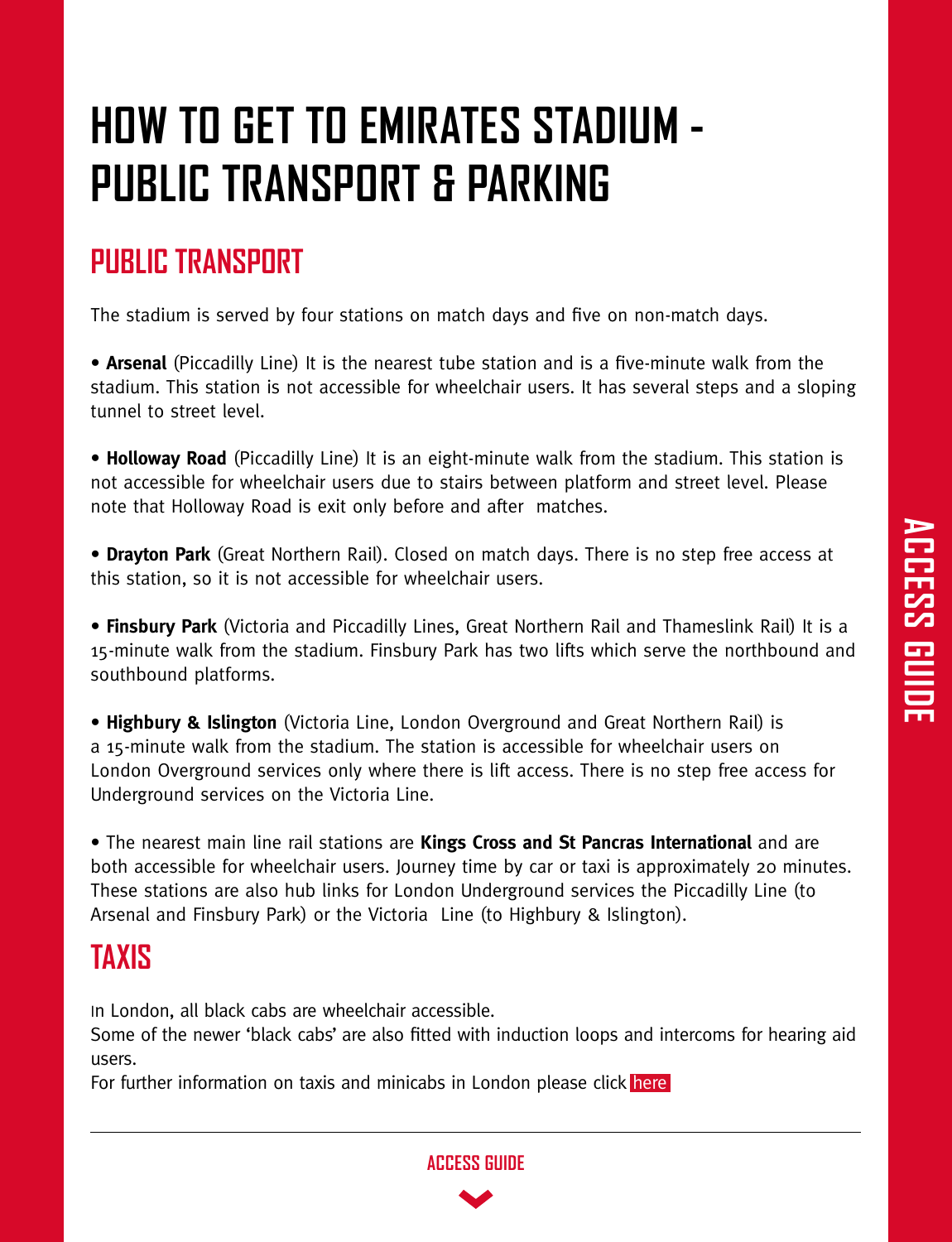# HOW TO GET TO EMIRATES STADIUM - PUBLIC TRANSPORT & PARKING

## PUBLIC TRANSPORT

The stadium is served by four stations on match days and five on non-match days.

- **Arsenal** (Piccadilly Line) It is the nearest tube station and is a five-minute walk from the stadium. This station is not accessible for wheelchair users. It has several steps and a sloping tunnel to street level.

- **Holloway Road** (Piccadilly Line) It is an eight-minute walk from the stadium. This station is not accessible for wheelchair users due to stairs between platform and street level. Please note that Holloway Road is exit only before and after matches.

- **Drayton Park** (Great Northern Rail). Closed on match days. There is no step free access at this station, so it is not accessible for wheelchair users.

- **Finsbury Park** (Victoria and Piccadilly Lines, Great Northern Rail and Thameslink Rail) It is a 15-minute walk from the stadium. Finsbury Park has two lifts which serve the northbound and southbound platforms.

- **Highbury & Islington** (Victoria Line, London Overground and Great Northern Rail) is a 15-minute walk from the stadium. The station is accessible for wheelchair users on London Overground services only where there is lift access. There is no step free access for Underground services on the Victoria Line.

- The nearest main line rail stations are **Kings Cross and St Pancras International** and are both accessible for wheelchair users. Journey time by car or taxi is approximately 20 minutes. These stations are also hub links for London Underground services the Piccadilly Line (to Arsenal and Finsbury Park) or the Victoria Line (to Highbury & Islington).

## TAXIS

In London, all black cabs are wheelchair accessible.
Some of the newer 'black cabs' are also fitted with induction loops and intercoms for hearing aid users.
For further information on taxis and minicabs in London please click here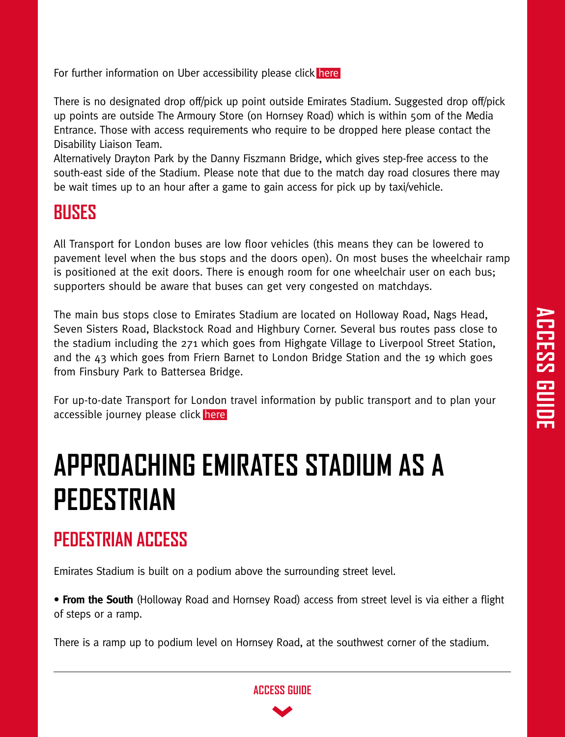For further information on Uber accessibility please click here

There is no designated drop off/pick up point outside Emirates Stadium. Suggested drop off/pick up points are outside The Armoury Store (on Hornsey Road) which is within 50m of the Media Entrance. Those with access requirements who require to be dropped here please contact the Disability Liaison Team.
Alternatively Drayton Park by the Danny Fiszmann Bridge, which gives step-free access to the south-east side of the Stadium. Please note that due to the match day road closures there may be wait times up to an hour after a game to gain access for pick up by taxi/vehicle.

## BUSES

All Transport for London buses are low floor vehicles (this means they can be lowered to pavement level when the bus stops and the doors open). On most buses the wheelchair ramp is positioned at the exit doors. There is enough room for one wheelchair user on each bus; supporters should be aware that buses can get very congested on matchdays.

The main bus stops close to Emirates Stadium are located on Holloway Road, Nags Head, Seven Sisters Road, Blackstock Road and Highbury Corner. Several bus routes pass close to the stadium including the 271 which goes from Highgate Village to Liverpool Street Station, and the 43 which goes from Friern Barnet to London Bridge Station and the 19 which goes from Finsbury Park to Battersea Bridge.

For up-to-date Transport for London travel information by public transport and to plan your accessible journey please click here

# APPROACHING EMIRATES STADIUM AS A PEDESTRIAN

## PEDESTRIAN ACCESS

Emirates Stadium is built on a podium above the surrounding street level.

- **From the South** (Holloway Road and Hornsey Road) access from street level is via either a flight of steps or a ramp.

There is a ramp up to podium level on Hornsey Road, at the southwest corner of the stadium.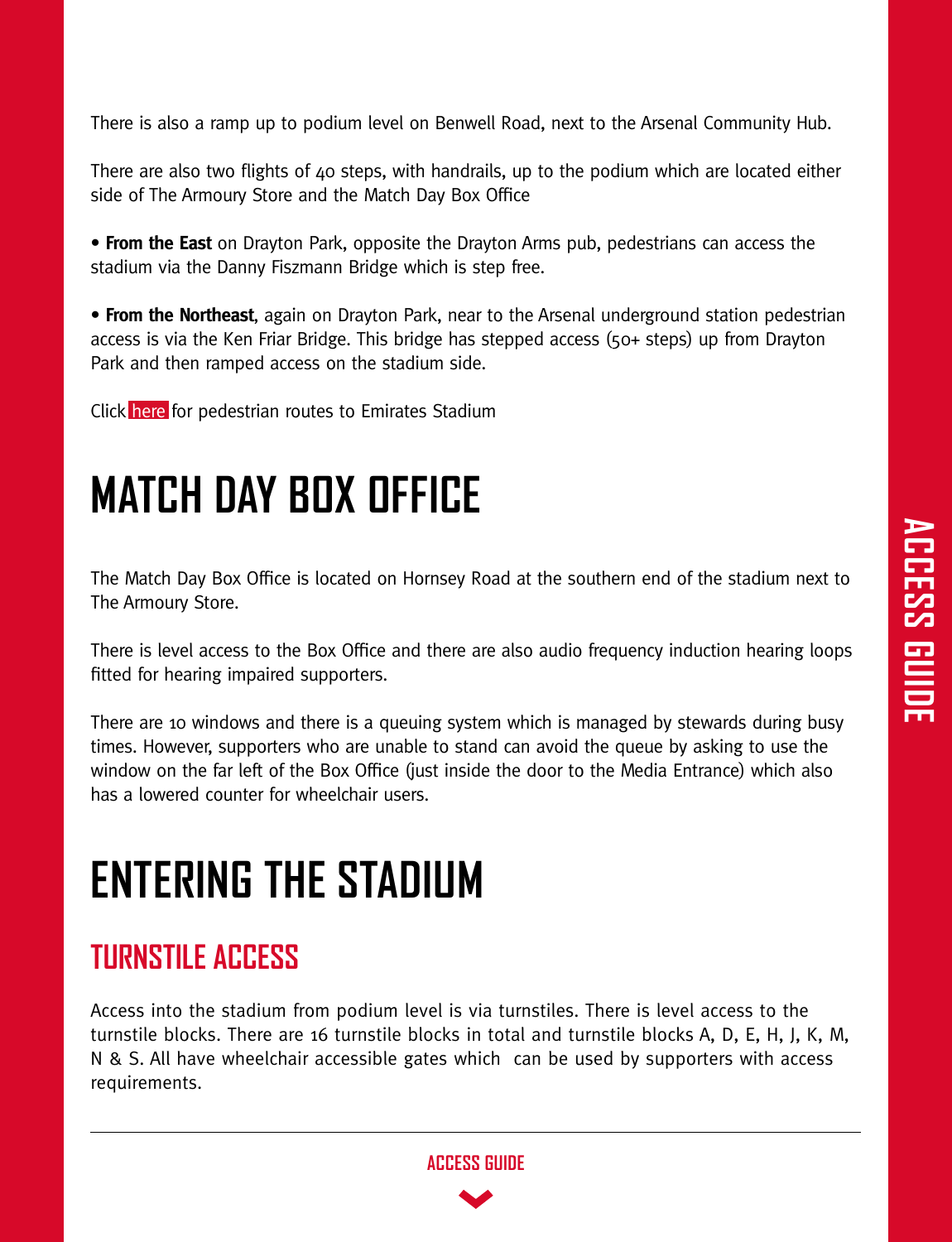There is also a ramp up to podium level on Benwell Road, next to the Arsenal Community Hub.

There are also two flights of 40 steps, with handrails, up to the podium which are located either side of The Armoury Store and the Match Day Box Office

• **From the East** on Drayton Park, opposite the Drayton Arms pub, pedestrians can access the stadium via the Danny Fiszmann Bridge which is step free.

• **From the Northeast**, again on Drayton Park, near to the Arsenal underground station pedestrian access is via the Ken Friar Bridge. This bridge has stepped access (50+ steps) up from Drayton Park and then ramped access on the stadium side.

Click here for pedestrian routes to Emirates Stadium

# MATCH DAY BOX OFFICE

The Match Day Box Office is located on Hornsey Road at the southern end of the stadium next to The Armoury Store.

There is level access to the Box Office and there are also audio frequency induction hearing loops fitted for hearing impaired supporters.

There are 10 windows and there is a queuing system which is managed by stewards during busy times. However, supporters who are unable to stand can avoid the queue by asking to use the window on the far left of the Box Office (just inside the door to the Media Entrance) which also has a lowered counter for wheelchair users.

# ENTERING THE STADIUM

## TURNSTILE ACCESS

Access into the stadium from podium level is via turnstiles. There is level access to the turnstile blocks. There are 16 turnstile blocks in total and turnstile blocks A, D, E, H, J, K, M, N & S. All have wheelchair accessible gates which can be used by supporters with access requirements.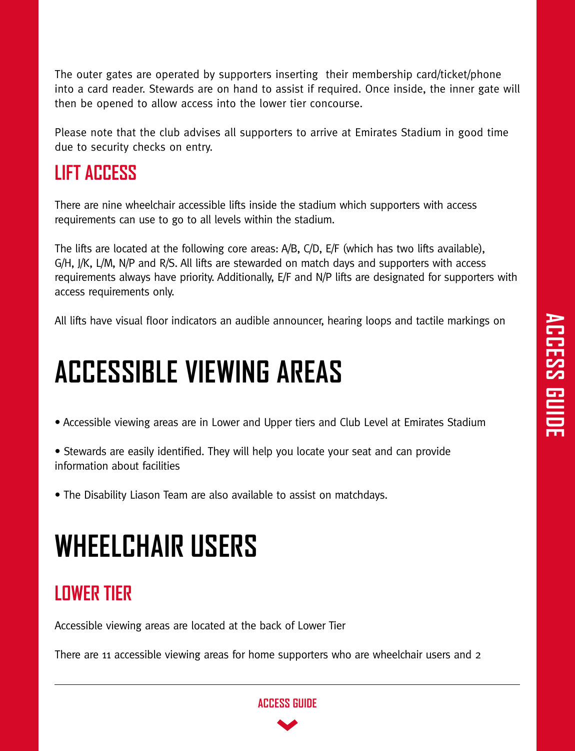The outer gates are operated by supporters inserting their membership card/ticket/phone into a card reader. Stewards are on hand to assist if required. Once inside, the inner gate will then be opened to allow access into the lower tier concourse.

Please note that the club advises all supporters to arrive at Emirates Stadium in good time due to security checks on entry.

### LIFT ACCESS

There are nine wheelchair accessible lifts inside the stadium which supporters with access requirements can use to go to all levels within the stadium.

The lifts are located at the following core areas: A/B, C/D, E/F (which has two lifts available), G/H, J/K, L/M, N/P and R/S. All lifts are stewarded on match days and supporters with access requirements always have priority. Additionally, E/F and N/P lifts are designated for supporters with access requirements only.

All lifts have visual floor indicators an audible announcer, hearing loops and tactile markings on

# ACCESSIBLE VIEWING AREAS

- Accessible viewing areas are in Lower and Upper tiers and Club Level at Emirates Stadium
- Stewards are easily identified. They will help you locate your seat and can provide information about facilities
- The Disability Liason Team are also available to assist on matchdays.

# WHEELCHAIR USERS

### LOWER TIER

Accessible viewing areas are located at the back of Lower Tier

There are 11 accessible viewing areas for home supporters who are wheelchair users and 2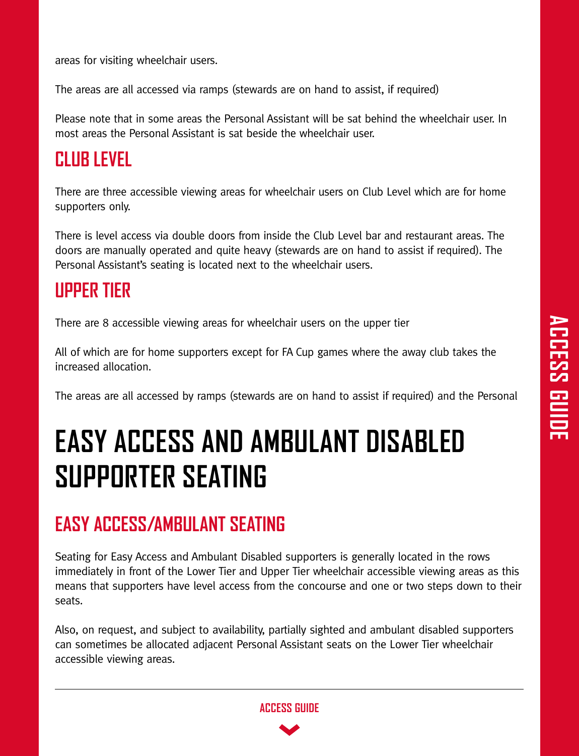areas for visiting wheelchair users.

The areas are all accessed via ramps (stewards are on hand to assist, if required)

Please note that in some areas the Personal Assistant will be sat behind the wheelchair user. In most areas the Personal Assistant is sat beside the wheelchair user.

## CLUB LEVEL

There are three accessible viewing areas for wheelchair users on Club Level which are for home supporters only.

There is level access via double doors from inside the Club Level bar and restaurant areas. The doors are manually operated and quite heavy (stewards are on hand to assist if required). The Personal Assistant's seating is located next to the wheelchair users.

## UPPER TIER

There are 8 accessible viewing areas for wheelchair users on the upper tier

All of which are for home supporters except for FA Cup games where the away club takes the increased allocation.

The areas are all accessed by ramps (stewards are on hand to assist if required) and the Personal

# EASY ACCESS AND AMBULANT DISABLED SUPPORTER SEATING

## EASY ACCESS/AMBULANT SEATING

Seating for Easy Access and Ambulant Disabled supporters is generally located in the rows immediately in front of the Lower Tier and Upper Tier wheelchair accessible viewing areas as this means that supporters have level access from the concourse and one or two steps down to their seats.

Also, on request, and subject to availability, partially sighted and ambulant disabled supporters can sometimes be allocated adjacent Personal Assistant seats on the Lower Tier wheelchair accessible viewing areas.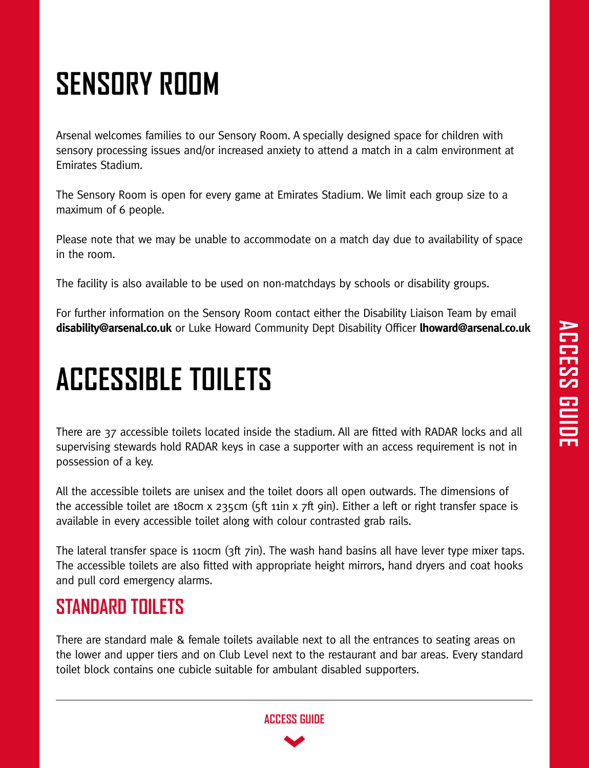# SENSORY ROOM

Arsenal welcomes families to our Sensory Room. A specially designed space for children with sensory processing issues and/or increased anxiety to attend a match in a calm environment at Emirates Stadium.

The Sensory Room is open for every game at Emirates Stadium. We limit each group size to a maximum of 6 people.

Please note that we may be unable to accommodate on a match day due to availability of space in the room.

The facility is also available to be used on non-matchdays by schools or disability groups.

For further information on the Sensory Room contact either the Disability Liaison Team by email **disability@arsenal.co.uk** or Luke Howard Community Dept Disability Officer **lhoward@arsenal.co.uk**

# ACCESSIBLE TOILETS

There are 37 accessible toilets located inside the stadium. All are fitted with RADAR locks and all supervising stewards hold RADAR keys in case a supporter with an access requirement is not in possession of a key.

All the accessible toilets are unisex and the toilet doors all open outwards. The dimensions of the accessible toilet are 180cm x 235cm (5ft 11in x 7ft 9in). Either a left or right transfer space is available in every accessible toilet along with colour contrasted grab rails.

The lateral transfer space is 110cm (3ft 7in). The wash hand basins all have lever type mixer taps. The accessible toilets are also fitted with appropriate height mirrors, hand dryers and coat hooks and pull cord emergency alarms.

## STANDARD TOILETS

There are standard male & female toilets available next to all the entrances to seating areas on the lower and upper tiers and on Club Level next to the restaurant and bar areas. Every standard toilet block contains one cubicle suitable for ambulant disabled supporters.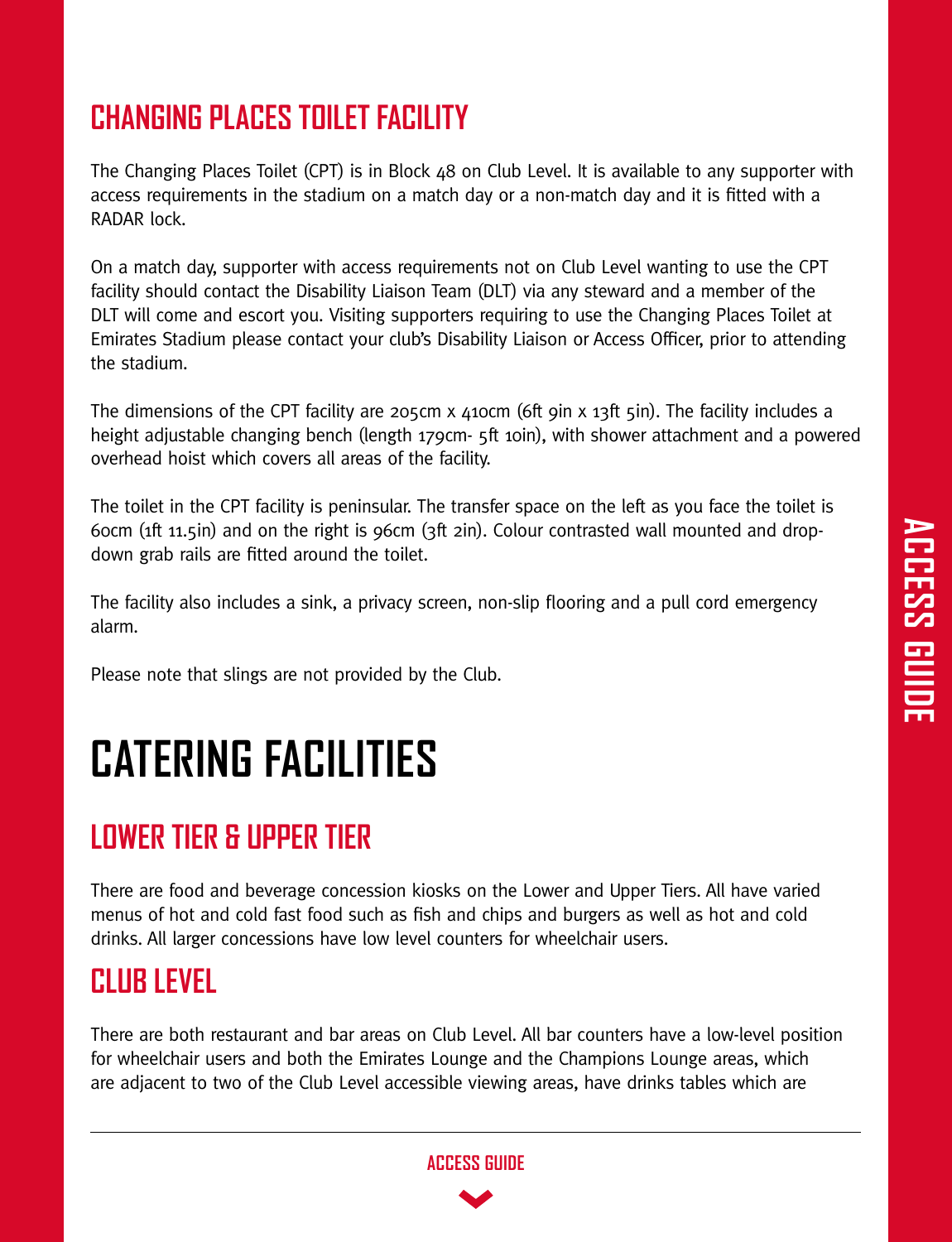## CHANGING PLACES TOILET FACILITY

The Changing Places Toilet (CPT) is in Block 48 on Club Level. It is available to any supporter with access requirements in the stadium on a match day or a non-match day and it is fitted with a RADAR lock.

On a match day, supporter with access requirements not on Club Level wanting to use the CPT facility should contact the Disability Liaison Team (DLT) via any steward and a member of the DLT will come and escort you. Visiting supporters requiring to use the Changing Places Toilet at Emirates Stadium please contact your club's Disability Liaison or Access Officer, prior to attending the stadium.

The dimensions of the CPT facility are 205cm x 410cm (6ft 9in x 13ft 5in). The facility includes a height adjustable changing bench (length 179cm- 5ft 10in), with shower attachment and a powered overhead hoist which covers all areas of the facility.

The toilet in the CPT facility is peninsular. The transfer space on the left as you face the toilet is 60cm (1ft 11.5in) and on the right is 96cm (3ft 2in). Colour contrasted wall mounted and drop-down grab rails are fitted around the toilet.

The facility also includes a sink, a privacy screen, non-slip flooring and a pull cord emergency alarm.

Please note that slings are not provided by the Club.

# CATERING FACILITIES

## LOWER TIER & UPPER TIER

There are food and beverage concession kiosks on the Lower and Upper Tiers. All have varied menus of hot and cold fast food such as fish and chips and burgers as well as hot and cold drinks. All larger concessions have low level counters for wheelchair users.

## CLUB LEVEL

There are both restaurant and bar areas on Club Level. All bar counters have a low-level position for wheelchair users and both the Emirates Lounge and the Champions Lounge areas, which are adjacent to two of the Club Level accessible viewing areas, have drinks tables which are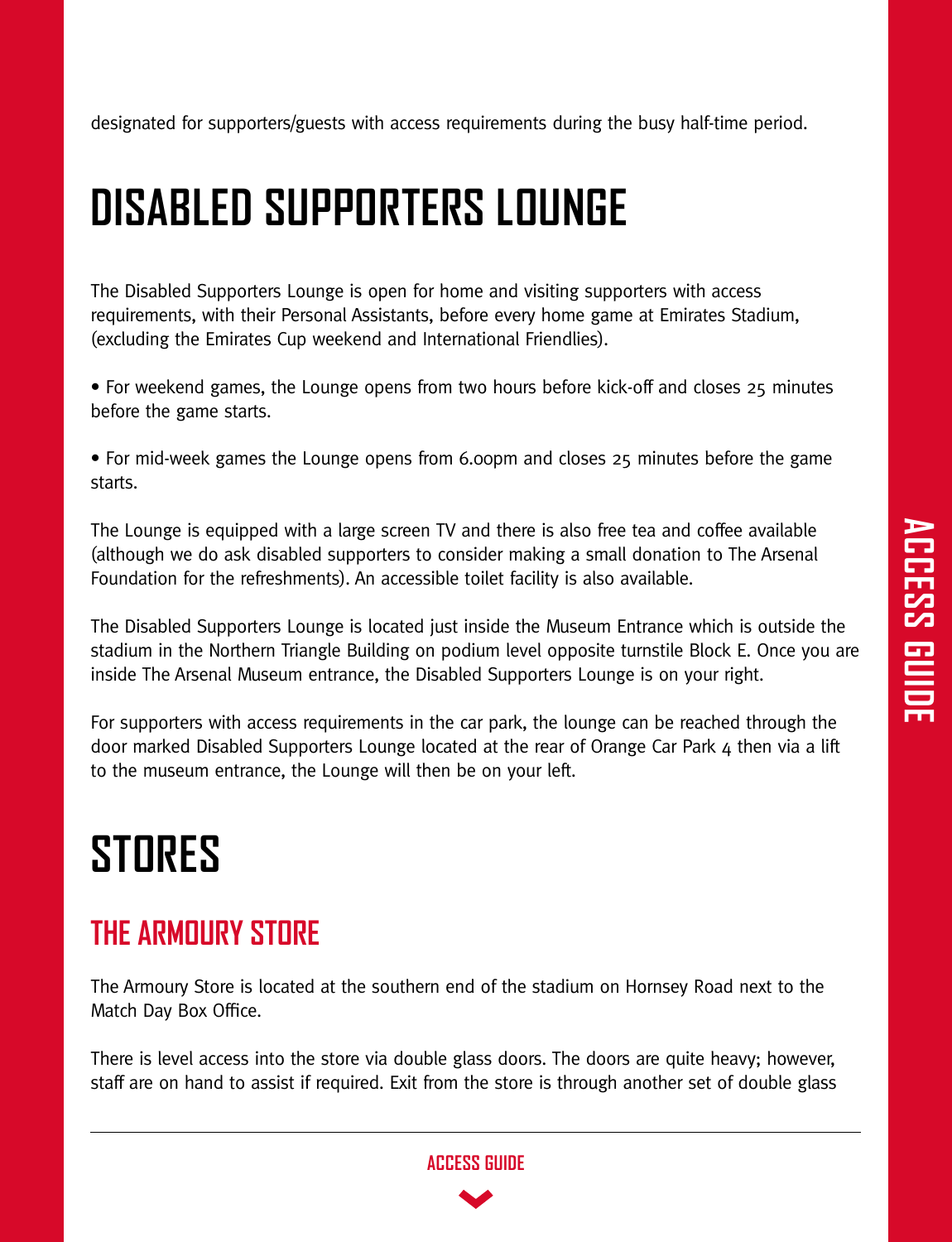designated for supporters/guests with access requirements during the busy half-time period.

# DISABLED SUPPORTERS LOUNGE

The Disabled Supporters Lounge is open for home and visiting supporters with access requirements, with their Personal Assistants, before every home game at Emirates Stadium, (excluding the Emirates Cup weekend and International Friendlies).

• For weekend games, the Lounge opens from two hours before kick-off and closes 25 minutes before the game starts.

• For mid-week games the Lounge opens from 6.00pm and closes 25 minutes before the game starts.

The Lounge is equipped with a large screen TV and there is also free tea and coffee available (although we do ask disabled supporters to consider making a small donation to The Arsenal Foundation for the refreshments). An accessible toilet facility is also available.

The Disabled Supporters Lounge is located just inside the Museum Entrance which is outside the stadium in the Northern Triangle Building on podium level opposite turnstile Block E. Once you are inside The Arsenal Museum entrance, the Disabled Supporters Lounge is on your right.

For supporters with access requirements in the car park, the lounge can be reached through the door marked Disabled Supporters Lounge located at the rear of Orange Car Park 4 then via a lift to the museum entrance, the Lounge will then be on your left.

# STORES

## THE ARMOURY STORE

The Armoury Store is located at the southern end of the stadium on Hornsey Road next to the Match Day Box Office.

There is level access into the store via double glass doors. The doors are quite heavy; however, staff are on hand to assist if required. Exit from the store is through another set of double glass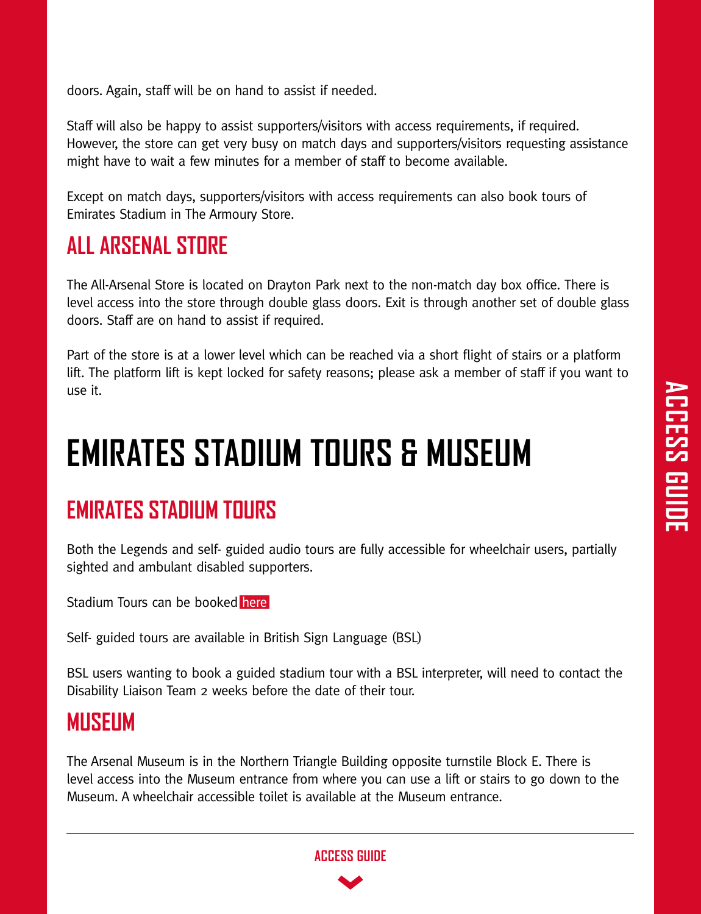doors. Again, staff will be on hand to assist if needed.

Staff will also be happy to assist supporters/visitors with access requirements, if required. However, the store can get very busy on match days and supporters/visitors requesting assistance might have to wait a few minutes for a member of staff to become available.

Except on match days, supporters/visitors with access requirements can also book tours of Emirates Stadium in The Armoury Store.

## ALL ARSENAL STORE

The All-Arsenal Store is located on Drayton Park next to the non-match day box office. There is level access into the store through double glass doors. Exit is through another set of double glass doors. Staff are on hand to assist if required.

Part of the store is at a lower level which can be reached via a short flight of stairs or a platform lift. The platform lift is kept locked for safety reasons; please ask a member of staff if you want to use it.

# EMIRATES STADIUM TOURS & MUSEUM

## EMIRATES STADIUM TOURS

Both the Legends and self- guided audio tours are fully accessible for wheelchair users, partially sighted and ambulant disabled supporters.

Stadium Tours can be booked here

Self- guided tours are available in British Sign Language (BSL)

BSL users wanting to book a guided stadium tour with a BSL interpreter, will need to contact the Disability Liaison Team 2 weeks before the date of their tour.

## MUSEUM

The Arsenal Museum is in the Northern Triangle Building opposite turnstile Block E. There is level access into the Museum entrance from where you can use a lift or stairs to go down to the Museum. A wheelchair accessible toilet is available at the Museum entrance.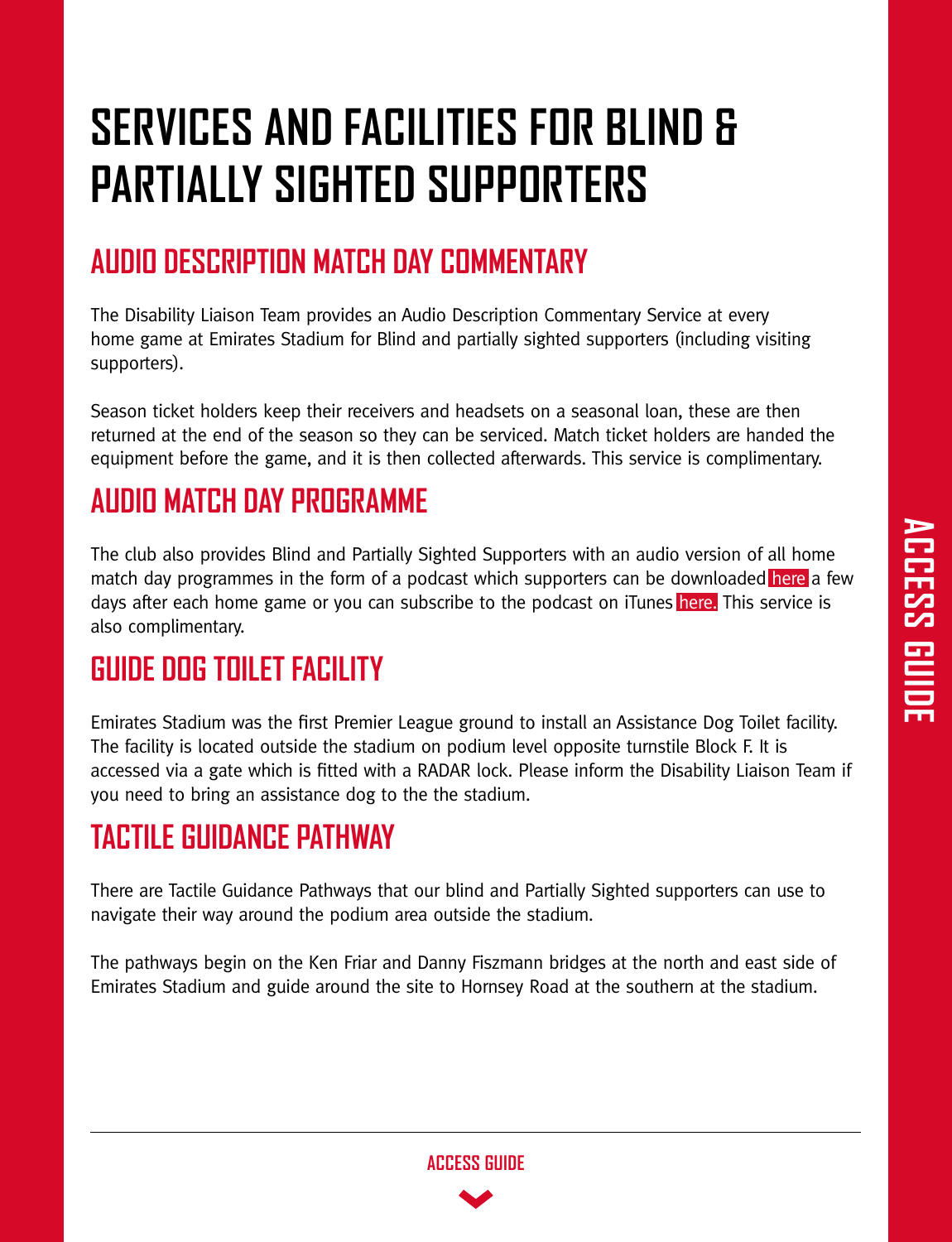# SERVICES AND FACILITIES FOR BLIND & PARTIALLY SIGHTED SUPPORTERS

## AUDIO DESCRIPTION MATCH DAY COMMENTARY

The Disability Liaison Team provides an Audio Description Commentary Service at every home game at Emirates Stadium for Blind and partially sighted supporters (including visiting supporters).

Season ticket holders keep their receivers and headsets on a seasonal loan, these are then returned at the end of the season so they can be serviced. Match ticket holders are handed the equipment before the game, and it is then collected afterwards. This service is complimentary.

## AUDIO MATCH DAY PROGRAMME

The club also provides Blind and Partially Sighted Supporters with an audio version of all home match day programmes in the form of a podcast which supporters can be downloaded here a few days after each home game or you can subscribe to the podcast on iTunes here. This service is also complimentary.

## GUIDE DOG TOILET FACILITY

Emirates Stadium was the first Premier League ground to install an Assistance Dog Toilet facility. The facility is located outside the stadium on podium level opposite turnstile Block F. It is accessed via a gate which is fitted with a RADAR lock. Please inform the Disability Liaison Team if you need to bring an assistance dog to the the stadium.

## TACTILE GUIDANCE PATHWAY

There are Tactile Guidance Pathways that our blind and Partially Sighted supporters can use to navigate their way around the podium area outside the stadium.

The pathways begin on the Ken Friar and Danny Fiszmann bridges at the north and east side of Emirates Stadium and guide around the site to Hornsey Road at the southern at the stadium.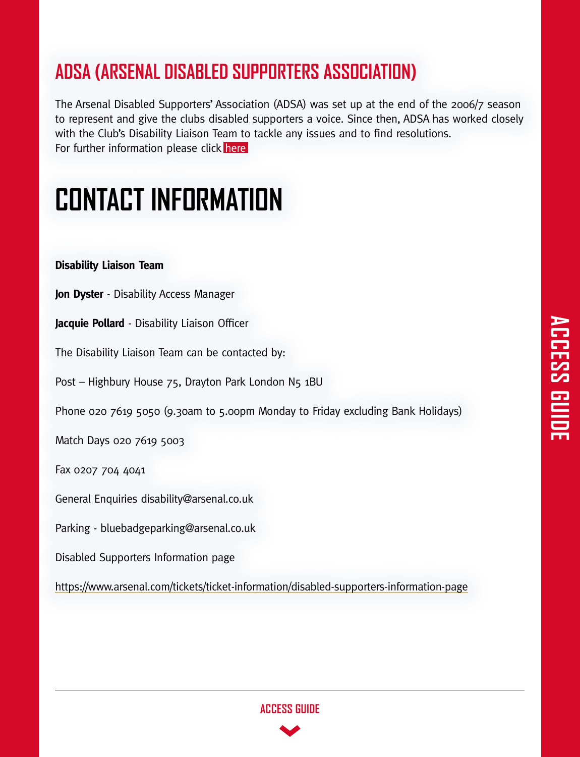## ADSA (ARSENAL DISABLED SUPPORTERS ASSOCIATION)

The Arsenal Disabled Supporters' Association (ADSA) was set up at the end of the 2006/7 season to represent and give the clubs disabled supporters a voice. Since then, ADSA has worked closely with the Club's Disability Liaison Team to tackle any issues and to find resolutions.
For further information please click here

# CONTACT INFORMATION

**Disability Liaison Team**

**Jon Dyster** - Disability Access Manager

**Jacquie Pollard** - Disability Liaison Officer

The Disability Liaison Team can be contacted by:

Post – Highbury House 75, Drayton Park London N5 1BU

Phone 020 7619 5050 (9.30am to 5.00pm Monday to Friday excluding Bank Holidays)

Match Days 020 7619 5003

Fax 0207 704 4041

General Enquiries disability@arsenal.co.uk

Parking - bluebadgeparking@arsenal.co.uk

Disabled Supporters Information page

https://www.arsenal.com/tickets/ticket-information/disabled-supporters-information-page